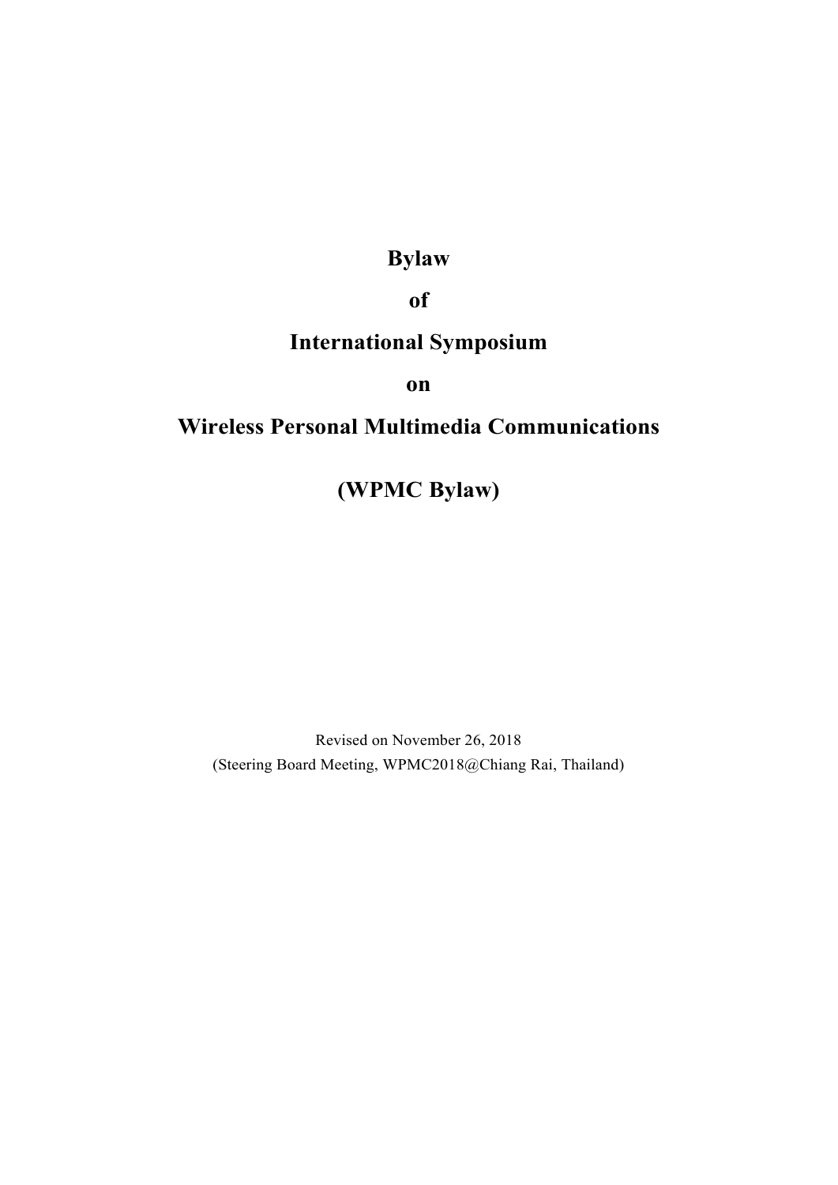# Bylaw

# of

# International Symposium

# on

# Wireless Personal Multimedia Communications

# (WPMC Bylaw)

Revised on November 26, 2018

(Steering Board Meeting, WPMC2018@Chiang Rai, Thailand)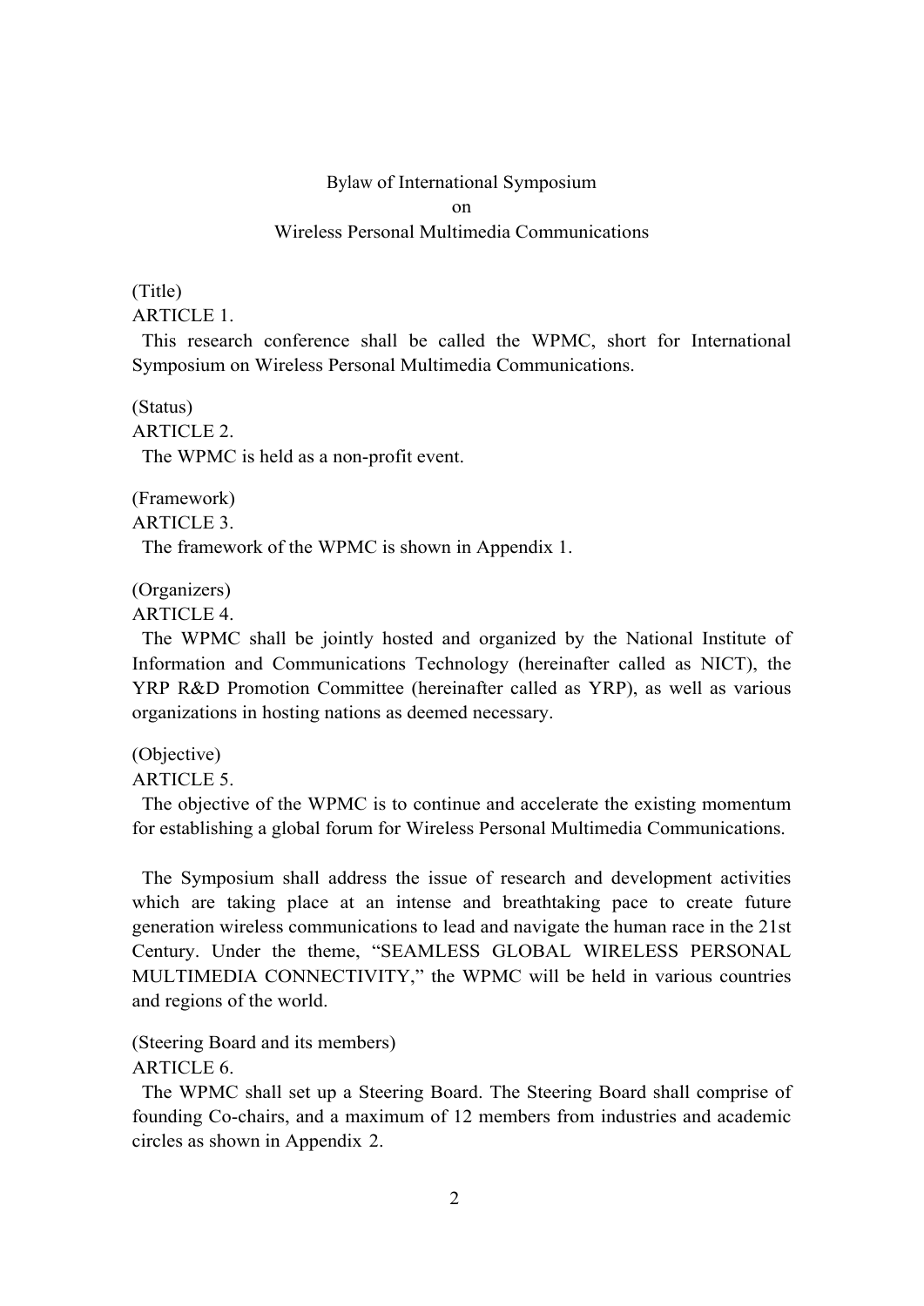# Bylaw of International Symposium on Wireless Personal Multimedia Communications

(Title)

ARTICLE 1.

This research conference shall be called the WPMC, short for International Symposium on Wireless Personal Multimedia Communications.

(Status)

ARTICLE 2.

The WPMC is held as a non-profit event.

(Framework)

ARTICLE 3.

The framework of the WPMC is shown in Appendix 1.

(Organizers)

ARTICLE 4.

The WPMC shall be jointly hosted and organized by the National Institute of Information and Communications Technology (hereinafter called as NICT), the YRP R&D Promotion Committee (hereinafter called as YRP), as well as various organizations in hosting nations as deemed necessary.

(Objective)

ARTICLE 5.

The objective of the WPMC is to continue and accelerate the existing momentum for establishing a global forum for Wireless Personal Multimedia Communications.

The Symposium shall address the issue of research and development activities which are taking place at an intense and breathtaking pace to create future generation wireless communications to lead and navigate the human race in the 21st Century. Under the theme, "SEAMLESS GLOBAL WIRELESS PERSONAL MULTIMEDIA CONNECTIVITY," the WPMC will be held in various countries and regions of the world.

(Steering Board and its members)

ARTICLE 6.

The WPMC shall set up a Steering Board. The Steering Board shall comprise of founding Co-chairs, and a maximum of 12 members from industries and academic circles as shown in Appendix 2.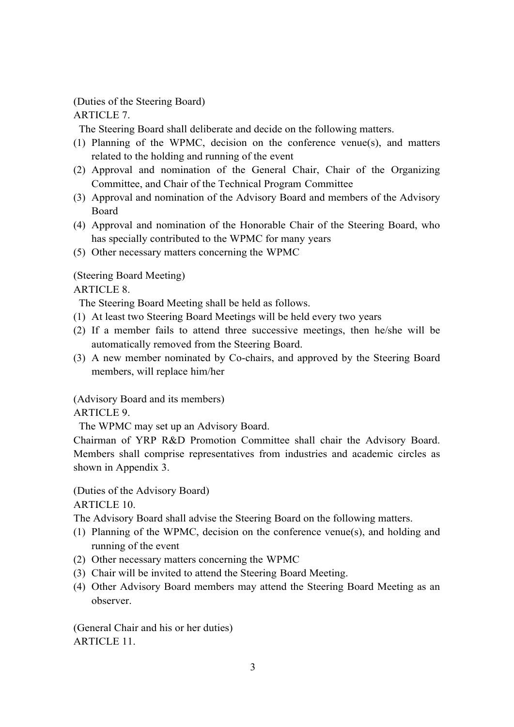(Duties of the Steering Board)

ARTICLE 7.

The Steering Board shall deliberate and decide on the following matters.

(1) Planning of the WPMC, decision on the conference venue(s), and matters related to the holding and running of the event
(2) Approval and nomination of the General Chair, Chair of the Organizing Committee, and Chair of the Technical Program Committee
(3) Approval and nomination of the Advisory Board and members of the Advisory Board
(4) Approval and nomination of the Honorable Chair of the Steering Board, who has specially contributed to the WPMC for many years
(5) Other necessary matters concerning the WPMC

(Steering Board Meeting)

ARTICLE 8.

The Steering Board Meeting shall be held as follows.

(1) At least two Steering Board Meetings will be held every two years
(2) If a member fails to attend three successive meetings, then he/she will be automatically removed from the Steering Board.
(3) A new member nominated by Co-chairs, and approved by the Steering Board members, will replace him/her

(Advisory Board and its members)

ARTICLE 9.

The WPMC may set up an Advisory Board.

Chairman of YRP R&D Promotion Committee shall chair the Advisory Board. Members shall comprise representatives from industries and academic circles as shown in Appendix 3.

(Duties of the Advisory Board)

ARTICLE 10.

The Advisory Board shall advise the Steering Board on the following matters.

(1) Planning of the WPMC, decision on the conference venue(s), and holding and running of the event
(2) Other necessary matters concerning the WPMC
(3) Chair will be invited to attend the Steering Board Meeting.
(4) Other Advisory Board members may attend the Steering Board Meeting as an observer.

(General Chair and his or her duties)

ARTICLE 11.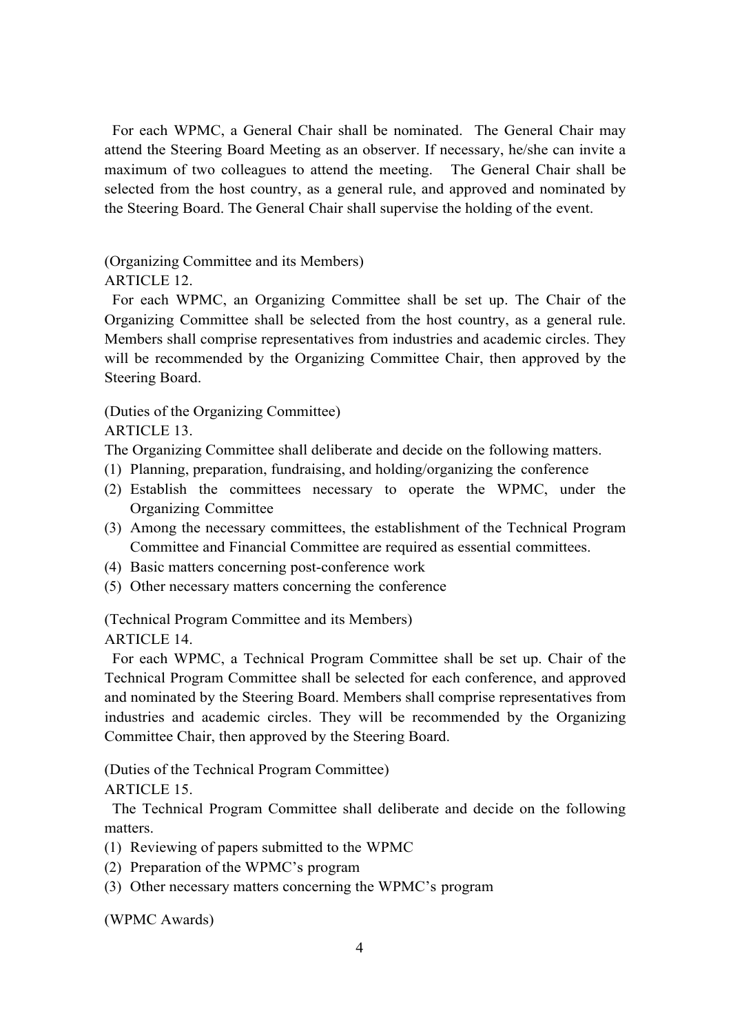For each WPMC, a General Chair shall be nominated. The General Chair may attend the Steering Board Meeting as an observer. If necessary, he/she can invite a maximum of two colleagues to attend the meeting. The General Chair shall be selected from the host country, as a general rule, and approved and nominated by the Steering Board. The General Chair shall supervise the holding of the event.

(Organizing Committee and its Members)
ARTICLE 12.

For each WPMC, an Organizing Committee shall be set up. The Chair of the Organizing Committee shall be selected from the host country, as a general rule. Members shall comprise representatives from industries and academic circles. They will be recommended by the Organizing Committee Chair, then approved by the Steering Board.

(Duties of the Organizing Committee)
ARTICLE 13.

The Organizing Committee shall deliberate and decide on the following matters.

(1) Planning, preparation, fundraising, and holding/organizing the conference
(2) Establish the committees necessary to operate the WPMC, under the Organizing Committee
(3) Among the necessary committees, the establishment of the Technical Program Committee and Financial Committee are required as essential committees.
(4) Basic matters concerning post-conference work
(5) Other necessary matters concerning the conference

(Technical Program Committee and its Members)
ARTICLE 14.

For each WPMC, a Technical Program Committee shall be set up. Chair of the Technical Program Committee shall be selected for each conference, and approved and nominated by the Steering Board. Members shall comprise representatives from industries and academic circles. They will be recommended by the Organizing Committee Chair, then approved by the Steering Board.

(Duties of the Technical Program Committee)
ARTICLE 15.

The Technical Program Committee shall deliberate and decide on the following matters.

(1) Reviewing of papers submitted to the WPMC
(2) Preparation of the WPMC's program
(3) Other necessary matters concerning the WPMC's program

(WPMC Awards)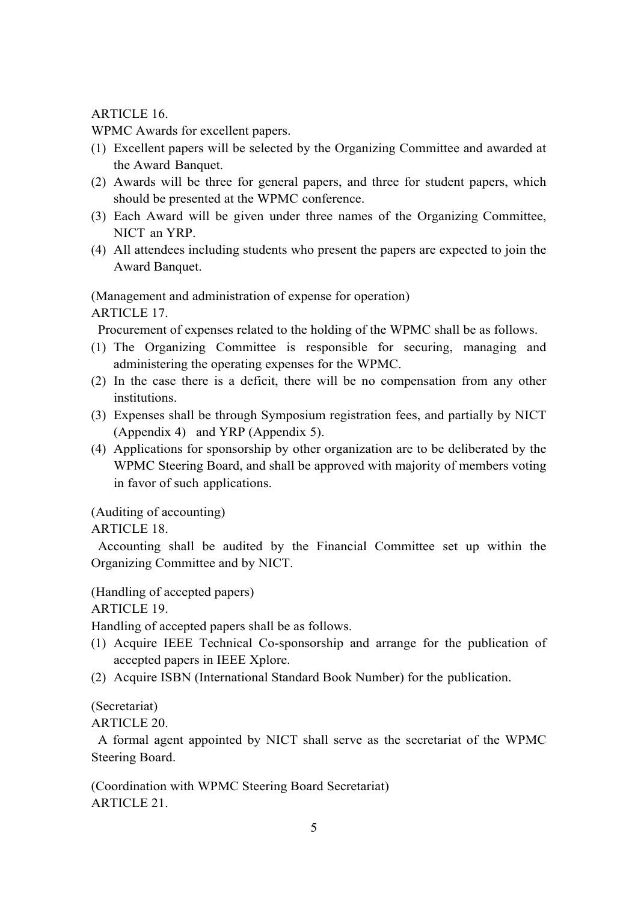ARTICLE 16.

WPMC Awards for excellent papers.

(1) Excellent papers will be selected by the Organizing Committee and awarded at the Award Banquet.
(2) Awards will be three for general papers, and three for student papers, which should be presented at the WPMC conference.
(3) Each Award will be given under three names of the Organizing Committee, NICT an YRP.
(4) All attendees including students who present the papers are expected to join the Award Banquet.

(Management and administration of expense for operation)

ARTICLE 17.

Procurement of expenses related to the holding of the WPMC shall be as follows.

(1) The Organizing Committee is responsible for securing, managing and administering the operating expenses for the WPMC.
(2) In the case there is a deficit, there will be no compensation from any other institutions.
(3) Expenses shall be through Symposium registration fees, and partially by NICT (Appendix 4) and YRP (Appendix 5).
(4) Applications for sponsorship by other organization are to be deliberated by the WPMC Steering Board, and shall be approved with majority of members voting in favor of such applications.

(Auditing of accounting)

ARTICLE 18.

Accounting shall be audited by the Financial Committee set up within the Organizing Committee and by NICT.

(Handling of accepted papers)

ARTICLE 19.

Handling of accepted papers shall be as follows.

(1) Acquire IEEE Technical Co-sponsorship and arrange for the publication of accepted papers in IEEE Xplore.
(2) Acquire ISBN (International Standard Book Number) for the publication.

(Secretariat)

ARTICLE 20.

A formal agent appointed by NICT shall serve as the secretariat of the WPMC Steering Board.

(Coordination with WPMC Steering Board Secretariat)

ARTICLE 21.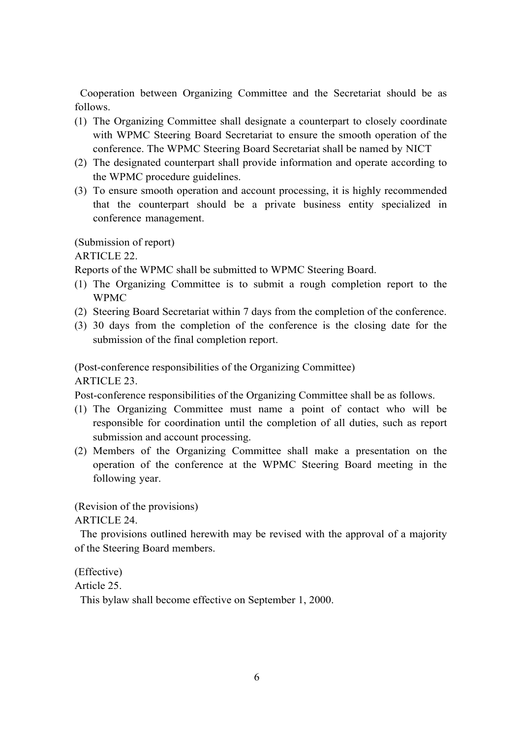Cooperation between Organizing Committee and the Secretariat should be as follows.

(1) The Organizing Committee shall designate a counterpart to closely coordinate with WPMC Steering Board Secretariat to ensure the smooth operation of the conference. The WPMC Steering Board Secretariat shall be named by NICT
(2) The designated counterpart shall provide information and operate according to the WPMC procedure guidelines.
(3) To ensure smooth operation and account processing, it is highly recommended that the counterpart should be a private business entity specialized in conference management.

(Submission of report)

ARTICLE 22.

Reports of the WPMC shall be submitted to WPMC Steering Board.

(1) The Organizing Committee is to submit a rough completion report to the WPMC
(2) Steering Board Secretariat within 7 days from the completion of the conference.
(3) 30 days from the completion of the conference is the closing date for the submission of the final completion report.

(Post-conference responsibilities of the Organizing Committee)

ARTICLE 23.

Post-conference responsibilities of the Organizing Committee shall be as follows.

(1) The Organizing Committee must name a point of contact who will be responsible for coordination until the completion of all duties, such as report submission and account processing.
(2) Members of the Organizing Committee shall make a presentation on the operation of the conference at the WPMC Steering Board meeting in the following year.

(Revision of the provisions)

ARTICLE 24.

The provisions outlined herewith may be revised with the approval of a majority of the Steering Board members.

(Effective)

Article 25.

This bylaw shall become effective on September 1, 2000.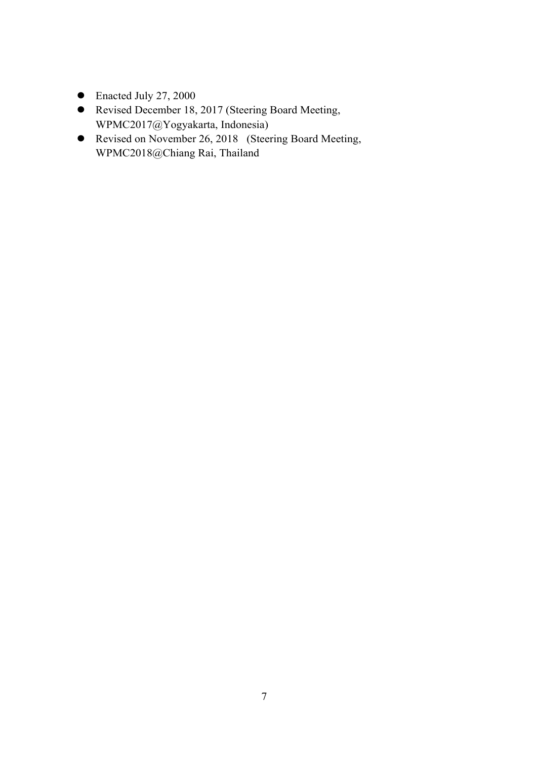- Enacted July 27, 2000
- Revised December 18, 2017 (Steering Board Meeting, WPMC2017@Yogyakarta, Indonesia)
- Revised on November 26, 2018 (Steering Board Meeting, WPMC2018@Chiang Rai, Thailand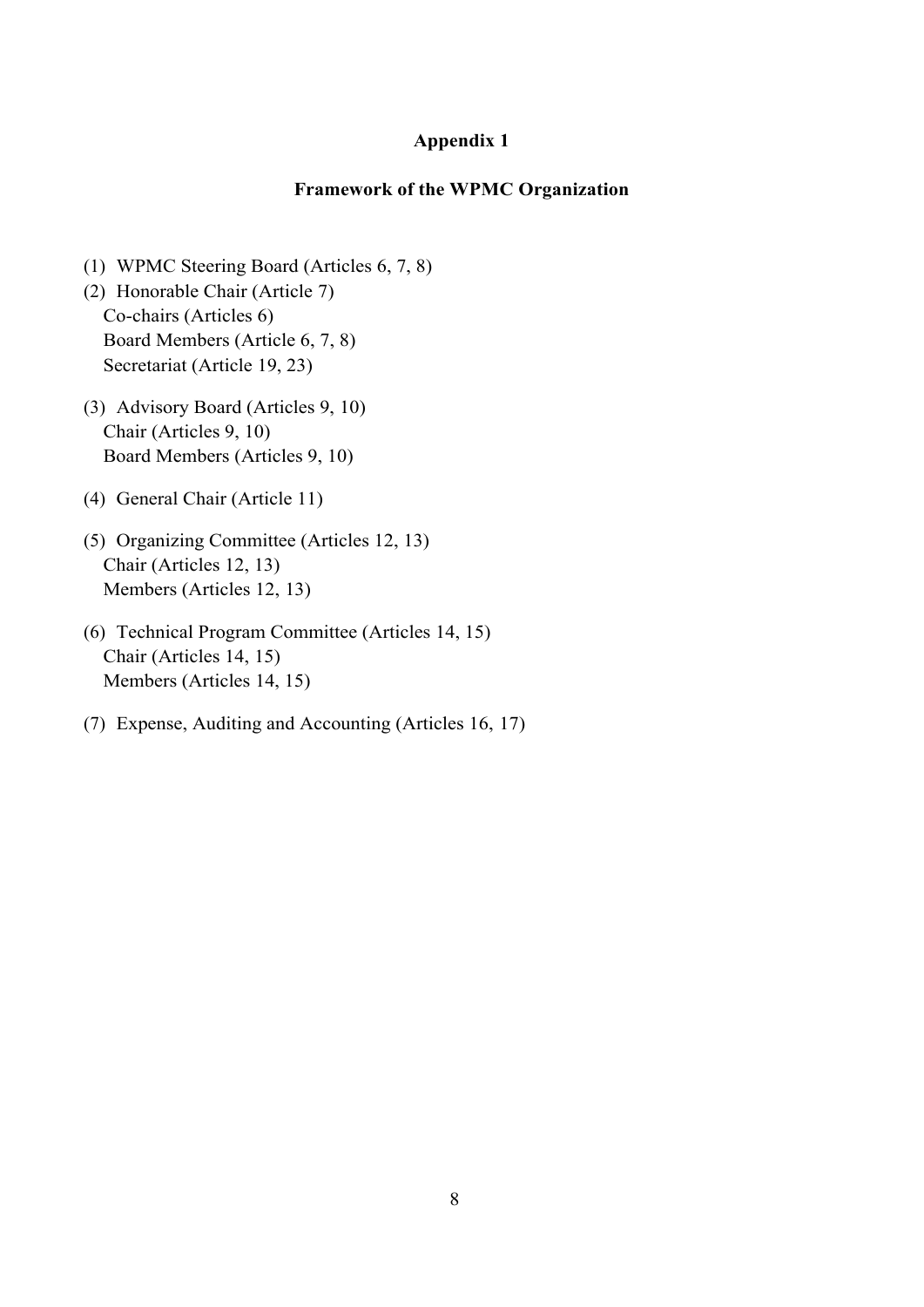**Appendix 1**

**Framework of the WPMC Organization**

(1) WPMC Steering Board (Articles 6, 7, 8)

(2) Honorable Chair (Article 7)
Co-chairs (Articles 6)
Board Members (Article 6, 7, 8)
Secretariat (Article 19, 23)

(3) Advisory Board (Articles 9, 10)
Chair (Articles 9, 10)
Board Members (Articles 9, 10)

(4) General Chair (Article 11)

(5) Organizing Committee (Articles 12, 13)
Chair (Articles 12, 13)
Members (Articles 12, 13)

(6) Technical Program Committee (Articles 14, 15)
Chair (Articles 14, 15)
Members (Articles 14, 15)

(7) Expense, Auditing and Accounting (Articles 16, 17)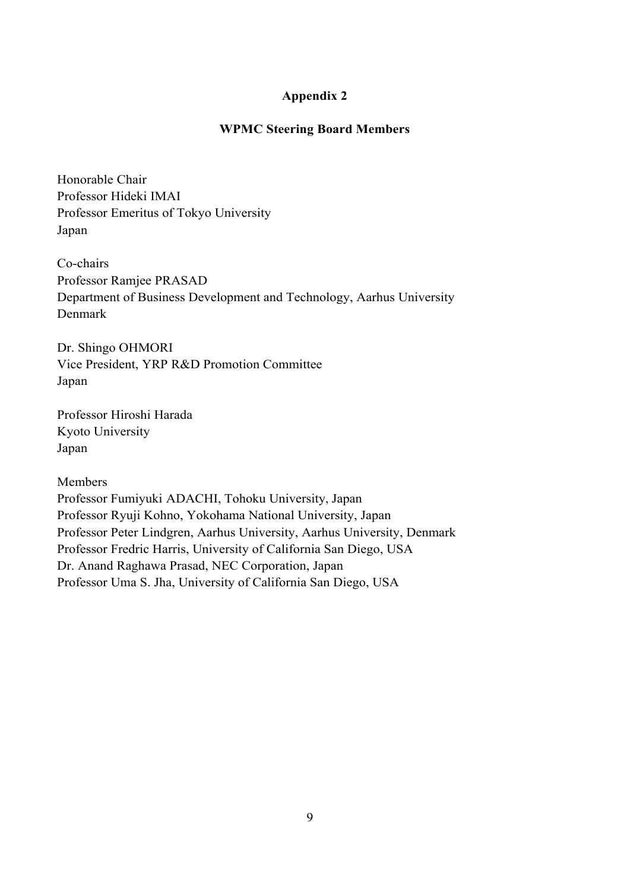## Appendix 2

## WPMC Steering Board Members

Honorable Chair
Professor Hideki IMAI
Professor Emeritus of Tokyo University
Japan

Co-chairs
Professor Ramjee PRASAD
Department of Business Development and Technology, Aarhus University
Denmark

Dr. Shingo OHMORI
Vice President, YRP R&D Promotion Committee
Japan

Professor Hiroshi Harada
Kyoto University
Japan

Members
Professor Fumiyuki ADACHI, Tohoku University, Japan
Professor Ryuji Kohno, Yokohama National University, Japan
Professor Peter Lindgren, Aarhus University, Aarhus University, Denmark
Professor Fredric Harris, University of California San Diego, USA
Dr. Anand Raghawa Prasad, NEC Corporation, Japan
Professor Uma S. Jha, University of California San Diego, USA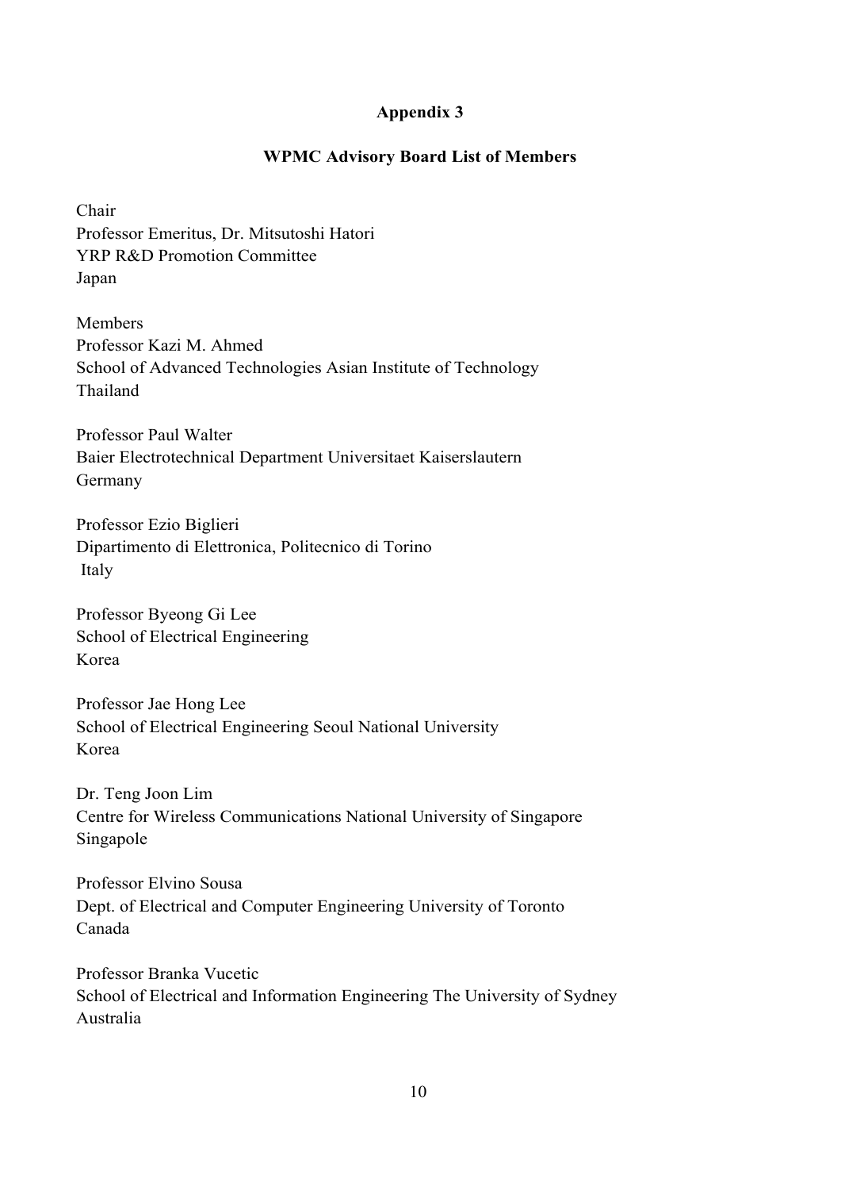**Appendix 3**

**WPMC Advisory Board List of Members**

Chair
Professor Emeritus, Dr. Mitsutoshi Hatori
YRP R&D Promotion Committee
Japan

Members
Professor Kazi M. Ahmed
School of Advanced Technologies Asian Institute of Technology
Thailand

Professor Paul Walter
Baier Electrotechnical Department Universitaet Kaiserslautern
Germany

Professor Ezio Biglieri
Dipartimento di Elettronica, Politecnico di Torino
Italy

Professor Byeong Gi Lee
School of Electrical Engineering
Korea

Professor Jae Hong Lee
School of Electrical Engineering Seoul National University
Korea

Dr. Teng Joon Lim
Centre for Wireless Communications National University of Singapore
Singapole

Professor Elvino Sousa
Dept. of Electrical and Computer Engineering University of Toronto
Canada

Professor Branka Vucetic
School of Electrical and Information Engineering The University of Sydney
Australia